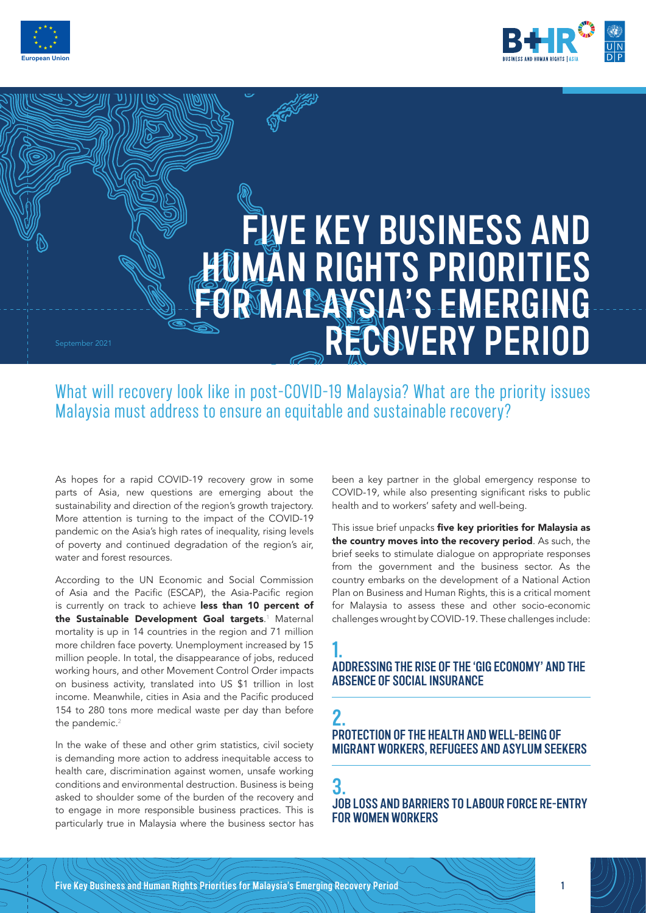# FIVE KEY BUSINESS AND HUMAN RIGHTS PRIORITIES FOR MALAYSIA'S EMERGING RECOVERY PERIOD

September 2021

## What will recovery look like in post-COVID-19 Malaysia? What are the priority issues Malaysia must address to ensure an equitable and sustainable recovery?

As hopes for a rapid COVID-19 recovery grow in some parts of Asia, new questions are emerging about the sustainability and direction of the region's growth trajectory. More attention is turning to the impact of the COVID-19 pandemic on the Asia's high rates of inequality, rising levels of poverty and continued degradation of the region's air, water and forest resources.

According to the UN Economic and Social Commission of Asia and the Pacific (ESCAP), the Asia-Pacific region is currently on track to achieve **less than 10 percent of the Sustainable Development Goal targets**.[1] Maternal mortality is up in 14 countries in the region and 71 million more children face poverty. Unemployment increased by 15 million people. In total, the disappearance of jobs, reduced working hours, and other Movement Control Order impacts on business activity, translated into US $1 trillion in lost income. Meanwhile, cities in Asia and the Pacific produced 154 to 280 tons more medical waste per day than before the pandemic.[2]

In the wake of these and other grim statistics, civil society is demanding more action to address inequitable access to health care, discrimination against women, unsafe working conditions and environmental destruction. Business is being asked to shoulder some of the burden of the recovery and to engage in more responsible business practices. This is particularly true in Malaysia where the business sector has been a key partner in the global emergency response to COVID-19, while also presenting significant risks to public health and to workers' safety and well-being.

This issue brief unpacks **five key priorities for Malaysia as the country moves into the recovery period**. As such, the brief seeks to stimulate dialogue on appropriate responses from the government and the business sector. As the country embarks on the development of a National Action Plan on Business and Human Rights, this is a critical moment for Malaysia to assess these and other socio-economic challenges wrought by COVID-19. These challenges include:

### 1. ADDRESSING THE RISE OF THE 'GIG ECONOMY' AND THE ABSENCE OF SOCIAL INSURANCE

### 2. PROTECTION OF THE HEALTH AND WELL-BEING OF MIGRANT WORKERS, REFUGEES AND ASYLUM SEEKERS

### 3. JOB LOSS AND BARRIERS TO LABOUR FORCE RE-ENTRY FOR WOMEN WORKERS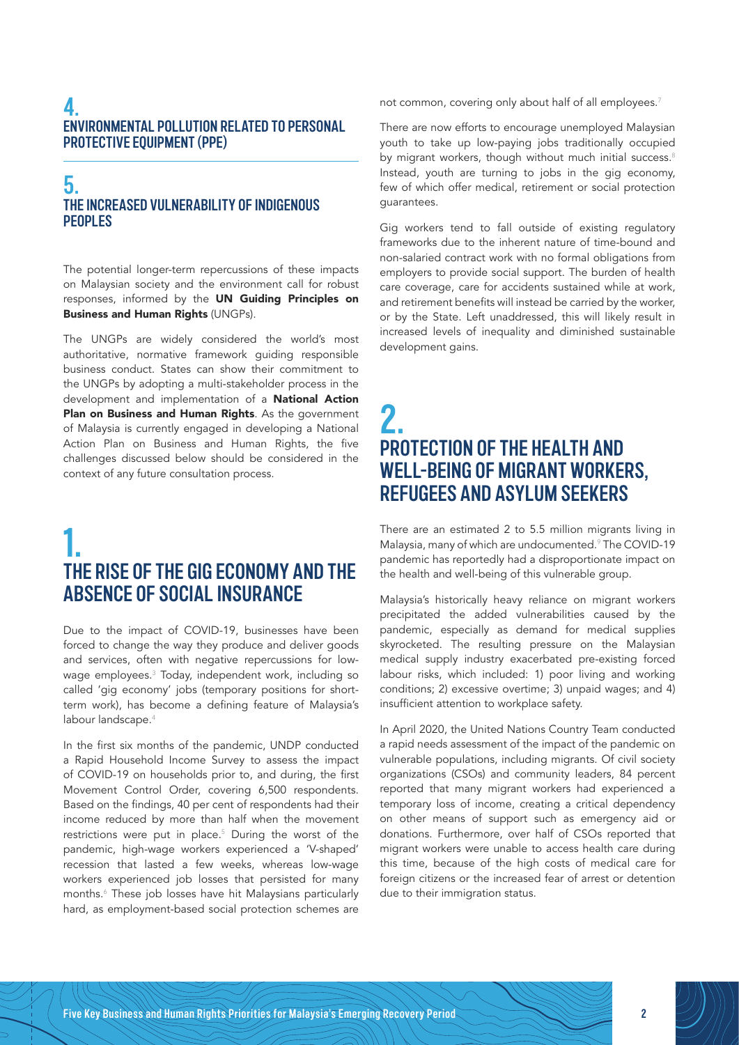## 4. ENVIRONMENTAL POLLUTION RELATED TO PERSONAL PROTECTIVE EQUIPMENT (PPE)

## 5. THE INCREASED VULNERABILITY OF INDIGENOUS PEOPLES

The potential longer-term repercussions of these impacts on Malaysian society and the environment call for robust responses, informed by the **UN Guiding Principles on Business and Human Rights** (UNGPs).

The UNGPs are widely considered the world's most authoritative, normative framework guiding responsible business conduct. States can show their commitment to the UNGPs by adopting a multi-stakeholder process in the development and implementation of a **National Action Plan on Business and Human Rights**. As the government of Malaysia is currently engaged in developing a National Action Plan on Business and Human Rights, the five challenges discussed below should be considered in the context of any future consultation process.

# 1. THE RISE OF THE GIG ECONOMY AND THE ABSENCE OF SOCIAL INSURANCE

Due to the impact of COVID-19, businesses have been forced to change the way they produce and deliver goods and services, often with negative repercussions for low-wage employees.[3] Today, independent work, including so called 'gig economy' jobs (temporary positions for short-term work), has become a defining feature of Malaysia's labour landscape.[4]

In the first six months of the pandemic, UNDP conducted a Rapid Household Income Survey to assess the impact of COVID-19 on households prior to, and during, the first Movement Control Order, covering 6,500 respondents. Based on the findings, 40 per cent of respondents had their income reduced by more than half when the movement restrictions were put in place.[5] During the worst of the pandemic, high-wage workers experienced a 'V-shaped' recession that lasted a few weeks, whereas low-wage workers experienced job losses that persisted for many months.[6] These job losses have hit Malaysians particularly hard, as employment-based social protection schemes are not common, covering only about half of all employees.[7]

There are now efforts to encourage unemployed Malaysian youth to take up low-paying jobs traditionally occupied by migrant workers, though without much initial success.[8] Instead, youth are turning to jobs in the gig economy, few of which offer medical, retirement or social protection guarantees.

Gig workers tend to fall outside of existing regulatory frameworks due to the inherent nature of time-bound and non-salaried contract work with no formal obligations from employers to provide social support. The burden of health care coverage, care for accidents sustained while at work, and retirement benefits will instead be carried by the worker, or by the State. Left unaddressed, this will likely result in increased levels of inequality and diminished sustainable development gains.

# 2. PROTECTION OF THE HEALTH AND WELL-BEING OF MIGRANT WORKERS, REFUGEES AND ASYLUM SEEKERS

There are an estimated 2 to 5.5 million migrants living in Malaysia, many of which are undocumented.[9] The COVID-19 pandemic has reportedly had a disproportionate impact on the health and well-being of this vulnerable group.

Malaysia's historically heavy reliance on migrant workers precipitated the added vulnerabilities caused by the pandemic, especially as demand for medical supplies skyrocketed. The resulting pressure on the Malaysian medical supply industry exacerbated pre-existing forced labour risks, which included: 1) poor living and working conditions; 2) excessive overtime; 3) unpaid wages; and 4) insufficient attention to workplace safety.

In April 2020, the United Nations Country Team conducted a rapid needs assessment of the impact of the pandemic on vulnerable populations, including migrants. Of civil society organizations (CSOs) and community leaders, 84 percent reported that many migrant workers had experienced a temporary loss of income, creating a critical dependency on other means of support such as emergency aid or donations. Furthermore, over half of CSOs reported that migrant workers were unable to access health care during this time, because of the high costs of medical care for foreign citizens or the increased fear of arrest or detention due to their immigration status.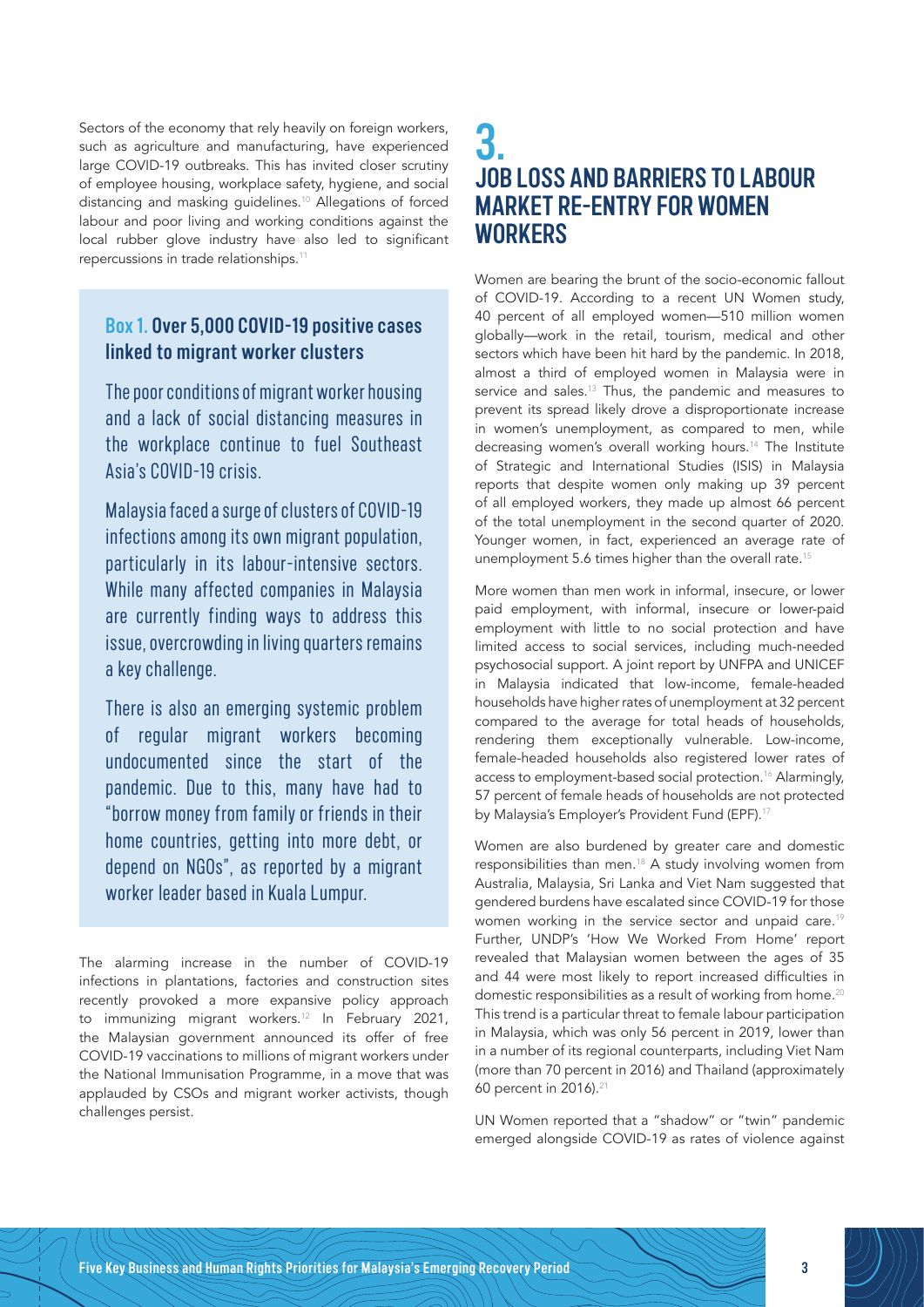Sectors of the economy that rely heavily on foreign workers, such as agriculture and manufacturing, have experienced large COVID-19 outbreaks. This has invited closer scrutiny of employee housing, workplace safety, hygiene, and social distancing and masking guidelines.[10] Allegations of forced labour and poor living and working conditions against the local rubber glove industry have also led to significant repercussions in trade relationships.[11]

### Box 1. Over 5,000 COVID-19 positive cases linked to migrant worker clusters

The poor conditions of migrant worker housing and a lack of social distancing measures in the workplace continue to fuel Southeast Asia's COVID-19 crisis.

Malaysia faced a surge of clusters of COVID-19 infections among its own migrant population, particularly in its labour-intensive sectors. While many affected companies in Malaysia are currently finding ways to address this issue, overcrowding in living quarters remains a key challenge.

There is also an emerging systemic problem of regular migrant workers becoming undocumented since the start of the pandemic. Due to this, many have had to "borrow money from family or friends in their home countries, getting into more debt, or depend on NGOs", as reported by a migrant worker leader based in Kuala Lumpur.

The alarming increase in the number of COVID-19 infections in plantations, factories and construction sites recently provoked a more expansive policy approach to immunizing migrant workers.[12] In February 2021, the Malaysian government announced its offer of free COVID-19 vaccinations to millions of migrant workers under the National Immunisation Programme, in a move that was applauded by CSOs and migrant worker activists, though challenges persist.

## 3. JOB LOSS AND BARRIERS TO LABOUR MARKET RE-ENTRY FOR WOMEN WORKERS

Women are bearing the brunt of the socio-economic fallout of COVID-19. According to a recent UN Women study, 40 percent of all employed women—510 million women globally—work in the retail, tourism, medical and other sectors which have been hit hard by the pandemic. In 2018, almost a third of employed women in Malaysia were in service and sales.[13] Thus, the pandemic and measures to prevent its spread likely drove a disproportionate increase in women's unemployment, as compared to men, while decreasing women's overall working hours.[14] The Institute of Strategic and International Studies (ISIS) in Malaysia reports that despite women only making up 39 percent of all employed workers, they made up almost 66 percent of the total unemployment in the second quarter of 2020. Younger women, in fact, experienced an average rate of unemployment 5.6 times higher than the overall rate.[15]

More women than men work in informal, insecure, or lower paid employment, with informal, insecure or lower-paid employment with little to no social protection and have limited access to social services, including much-needed psychosocial support. A joint report by UNFPA and UNICEF in Malaysia indicated that low-income, female-headed households have higher rates of unemployment at 32 percent compared to the average for total heads of households, rendering them exceptionally vulnerable. Low-income, female-headed households also registered lower rates of access to employment-based social protection.[16] Alarmingly, 57 percent of female heads of households are not protected by Malaysia's Employer's Provident Fund (EPF).[17]

Women are also burdened by greater care and domestic responsibilities than men.[18] A study involving women from Australia, Malaysia, Sri Lanka and Viet Nam suggested that gendered burdens have escalated since COVID-19 for those women working in the service sector and unpaid care.[19] Further, UNDP's 'How We Worked From Home' report revealed that Malaysian women between the ages of 35 and 44 were most likely to report increased difficulties in domestic responsibilities as a result of working from home.[20] This trend is a particular threat to female labour participation in Malaysia, which was only 56 percent in 2019, lower than in a number of its regional counterparts, including Viet Nam (more than 70 percent in 2016) and Thailand (approximately 60 percent in 2016).[21]

UN Women reported that a "shadow" or "twin" pandemic emerged alongside COVID-19 as rates of violence against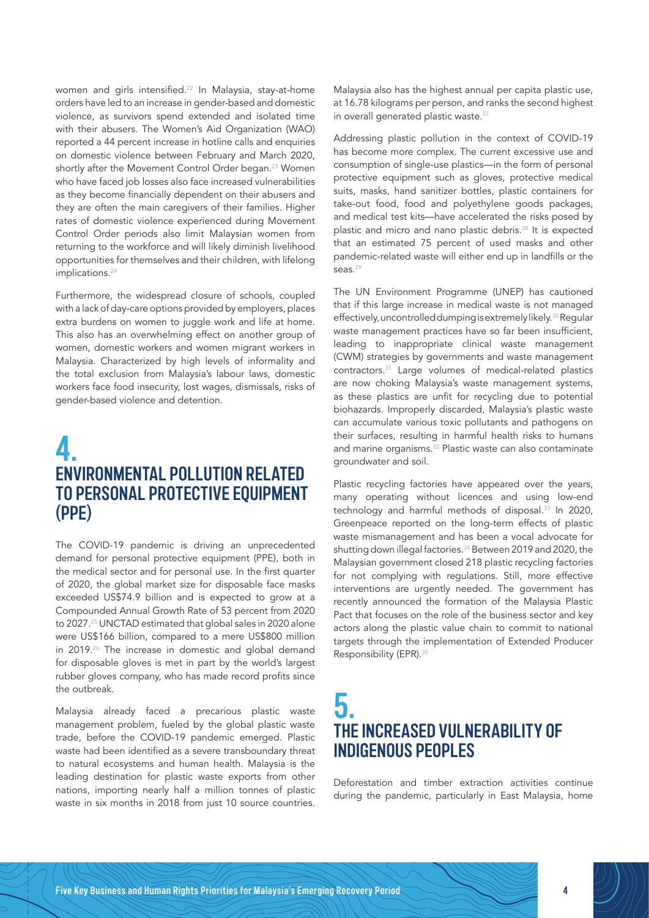women and girls intensified.[22] In Malaysia, stay-at-home orders have led to an increase in gender-based and domestic violence, as survivors spend extended and isolated time with their abusers. The Women's Aid Organization (WAO) reported a 44 percent increase in hotline calls and enquiries on domestic violence between February and March 2020, shortly after the Movement Control Order began.[23] Women who have faced job losses also face increased vulnerabilities as they become financially dependent on their abusers and they are often the main caregivers of their families. Higher rates of domestic violence experienced during Movement Control Order periods also limit Malaysian women from returning to the workforce and will likely diminish livelihood opportunities for themselves and their children, with lifelong implications.[24]

Furthermore, the widespread closure of schools, coupled with a lack of day-care options provided by employers, places extra burdens on women to juggle work and life at home. This also has an overwhelming effect on another group of women, domestic workers and women migrant workers in Malaysia. Characterized by high levels of informality and the total exclusion from Malaysia's labour laws, domestic workers face food insecurity, lost wages, dismissals, risks of gender-based violence and detention.

## 4. ENVIRONMENTAL POLLUTION RELATED TO PERSONAL PROTECTIVE EQUIPMENT (PPE)

The COVID-19 pandemic is driving an unprecedented demand for personal protective equipment (PPE), both in the medical sector and for personal use. In the first quarter of 2020, the global market size for disposable face masks exceeded US$74.9 billion and is expected to grow at a Compounded Annual Growth Rate of 53 percent from 2020 to 2027.[25] UNCTAD estimated that global sales in 2020 alone were US$166 billion, compared to a mere US$800 million in 2019.[26] The increase in domestic and global demand for disposable gloves is met in part by the world's largest rubber gloves company, who has made record profits since the outbreak.

Malaysia already faced a precarious plastic waste management problem, fueled by the global plastic waste trade, before the COVID-19 pandemic emerged. Plastic waste had been identified as a severe transboundary threat to natural ecosystems and human health. Malaysia is the leading destination for plastic waste exports from other nations, importing nearly half a million tonnes of plastic waste in six months in 2018 from just 10 source countries. Malaysia also has the highest annual per capita plastic use, at 16.78 kilograms per person, and ranks the second highest in overall generated plastic waste.[27]

Addressing plastic pollution in the context of COVID-19 has become more complex. The current excessive use and consumption of single-use plastics—in the form of personal protective equipment such as gloves, protective medical suits, masks, hand sanitizer bottles, plastic containers for take-out food, food and polyethylene goods packages, and medical test kits—have accelerated the risks posed by plastic and micro and nano plastic debris.[28] It is expected that an estimated 75 percent of used masks and other pandemic-related waste will either end up in landfills or the seas.[29]

The UN Environment Programme (UNEP) has cautioned that if this large increase in medical waste is not managed effectively, uncontrolled dumping is extremely likely.[30] Regular waste management practices have so far been insufficient, leading to inappropriate clinical waste management (CWM) strategies by governments and waste management contractors.[31] Large volumes of medical-related plastics are now choking Malaysia's waste management systems, as these plastics are unfit for recycling due to potential biohazards. Improperly discarded, Malaysia's plastic waste can accumulate various toxic pollutants and pathogens on their surfaces, resulting in harmful health risks to humans and marine organisms.[32] Plastic waste can also contaminate groundwater and soil.

Plastic recycling factories have appeared over the years, many operating without licences and using low-end technology and harmful methods of disposal.[33] In 2020, Greenpeace reported on the long-term effects of plastic waste mismanagement and has been a vocal advocate for shutting down illegal factories.[34] Between 2019 and 2020, the Malaysian government closed 218 plastic recycling factories for not complying with regulations. Still, more effective interventions are urgently needed. The government has recently announced the formation of the Malaysia Plastic Pact that focuses on the role of the business sector and key actors along the plastic value chain to commit to national targets through the implementation of Extended Producer Responsibility (EPR).[35]

## 5. THE INCREASED VULNERABILITY OF INDIGENOUS PEOPLES

Deforestation and timber extraction activities continue during the pandemic, particularly in East Malaysia, home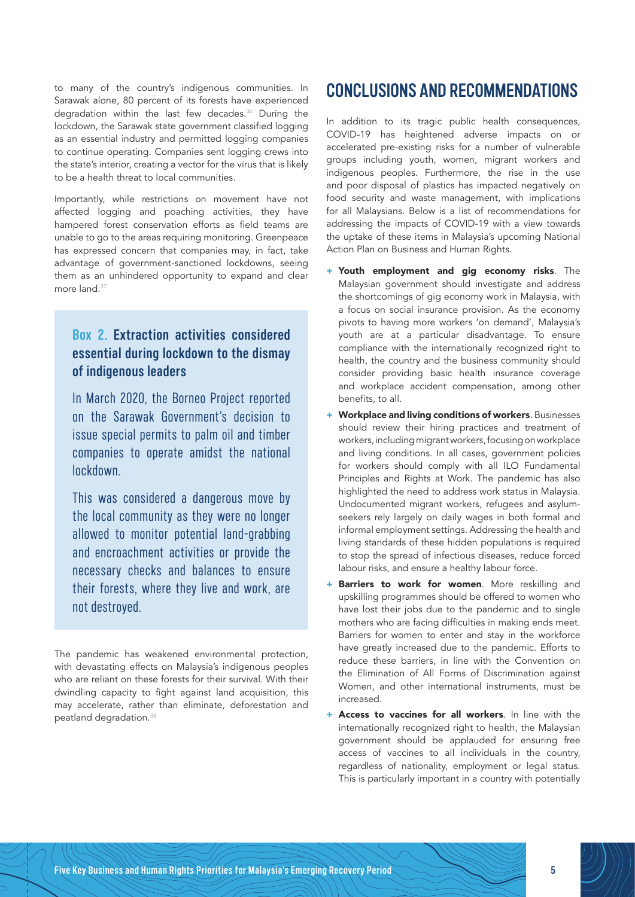to many of the country's indigenous communities. In Sarawak alone, 80 percent of its forests have experienced degradation within the last few decades.[36] During the lockdown, the Sarawak state government classified logging as an essential industry and permitted logging companies to continue operating. Companies sent logging crews into the state's interior, creating a vector for the virus that is likely to be a health threat to local communities.

Importantly, while restrictions on movement have not affected logging and poaching activities, they have hampered forest conservation efforts as field teams are unable to go to the areas requiring monitoring. Greenpeace has expressed concern that companies may, in fact, take advantage of government-sanctioned lockdowns, seeing them as an unhindered opportunity to expand and clear more land.[37]

### Box 2. Extraction activities considered essential during lockdown to the dismay of indigenous leaders

In March 2020, the Borneo Project reported on the Sarawak Government's decision to issue special permits to palm oil and timber companies to operate amidst the national lockdown.

This was considered a dangerous move by the local community as they were no longer allowed to monitor potential land-grabbing and encroachment activities or provide the necessary checks and balances to ensure their forests, where they live and work, are not destroyed.

The pandemic has weakened environmental protection, with devastating effects on Malaysia's indigenous peoples who are reliant on these forests for their survival. With their dwindling capacity to fight against land acquisition, this may accelerate, rather than eliminate, deforestation and peatland degradation.[38]

## CONCLUSIONS AND RECOMMENDATIONS

In addition to its tragic public health consequences, COVID-19 has heightened adverse impacts on or accelerated pre-existing risks for a number of vulnerable groups including youth, women, migrant workers and indigenous peoples. Furthermore, the rise in the use and poor disposal of plastics has impacted negatively on food security and waste management, with implications for all Malaysians. Below is a list of recommendations for addressing the impacts of COVID-19 with a view towards the uptake of these items in Malaysia's upcoming National Action Plan on Business and Human Rights.

+ **Youth employment and gig economy risks**. The Malaysian government should investigate and address the shortcomings of gig economy work in Malaysia, with a focus on social insurance provision. As the economy pivots to having more workers 'on demand', Malaysia's youth are at a particular disadvantage. To ensure compliance with the internationally recognized right to health, the country and the business community should consider providing basic health insurance coverage and workplace accident compensation, among other benefits, to all.
+ **Workplace and living conditions of workers**. Businesses should review their hiring practices and treatment of workers, including migrant workers, focusing on workplace and living conditions. In all cases, government policies for workers should comply with all ILO Fundamental Principles and Rights at Work. The pandemic has also highlighted the need to address work status in Malaysia. Undocumented migrant workers, refugees and asylum-seekers rely largely on daily wages in both formal and informal employment settings. Addressing the health and living standards of these hidden populations is required to stop the spread of infectious diseases, reduce forced labour risks, and ensure a healthy labour force.
+ **Barriers to work for women**. More reskilling and upskilling programmes should be offered to women who have lost their jobs due to the pandemic and to single mothers who are facing difficulties in making ends meet. Barriers for women to enter and stay in the workforce have greatly increased due to the pandemic. Efforts to reduce these barriers, in line with the Convention on the Elimination of All Forms of Discrimination against Women, and other international instruments, must be increased.
+ **Access to vaccines for all workers**. In line with the internationally recognized right to health, the Malaysian government should be applauded for ensuring free access of vaccines to all individuals in the country, regardless of nationality, employment or legal status. This is particularly important in a country with potentially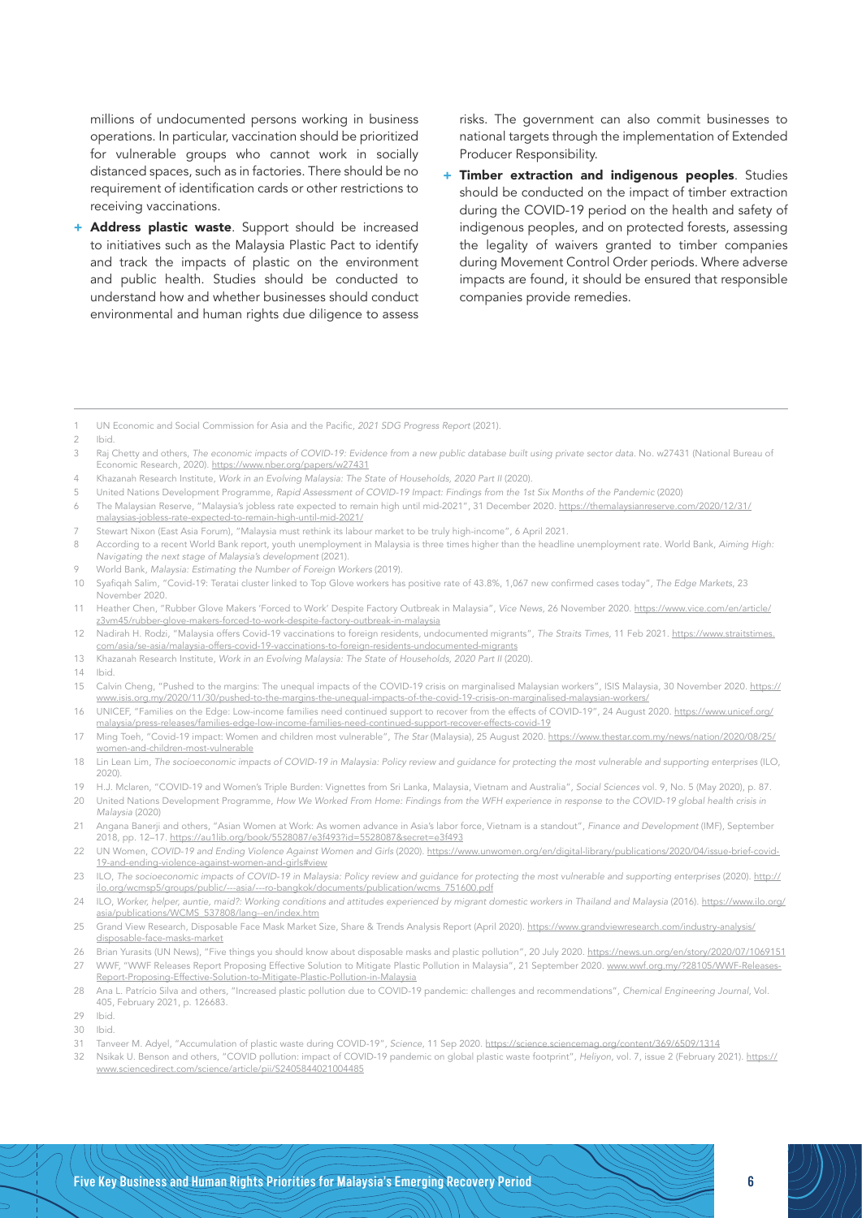millions of undocumented persons working in business operations. In particular, vaccination should be prioritized for vulnerable groups who cannot work in socially distanced spaces, such as in factories. There should be no requirement of identification cards or other restrictions to receiving vaccinations.

+ **Address plastic waste**. Support should be increased to initiatives such as the Malaysia Plastic Pact to identify and track the impacts of plastic on the environment and public health. Studies should be conducted to understand how and whether businesses should conduct environmental and human rights due diligence to assess risks. The government can also commit businesses to national targets through the implementation of Extended Producer Responsibility.

+ **Timber extraction and indigenous peoples**. Studies should be conducted on the impact of timber extraction during the COVID-19 period on the health and safety of indigenous peoples, and on protected forests, assessing the legality of waivers granted to timber companies during Movement Control Order periods. Where adverse impacts are found, it should be ensured that responsible companies provide remedies.

---

1 UN Economic and Social Commission for Asia and the Pacific, *2021 SDG Progress Report* (2021).

2 Ibid.

3 Raj Chetty and others, *The economic impacts of COVID-19: Evidence from a new public database built using private sector data*. No. w27431 (National Bureau of Economic Research, 2020). https://www.nber.org/papers/w27431

4 Khazanah Research Institute, *Work in an Evolving Malaysia: The State of Households, 2020 Part II* (2020).

5 United Nations Development Programme, *Rapid Assessment of COVID-19 Impact: Findings from the 1st Six Months of the Pandemic* (2020)

6 The Malaysian Reserve, "Malaysia's jobless rate expected to remain high until mid-2021", 31 December 2020. https://themalaysianreserve.com/2020/12/31/malaysias-jobless-rate-expected-to-remain-high-until-mid-2021/

7 Stewart Nixon (East Asia Forum), "Malaysia must rethink its labour market to be truly high-income", 6 April 2021.

8 According to a recent World Bank report, youth unemployment in Malaysia is three times higher than the headline unemployment rate. World Bank, *Aiming High: Navigating the next stage of Malaysia's development* (2021).

9 World Bank, *Malaysia: Estimating the Number of Foreign Workers* (2019).

10 Syafiqah Salim, "Covid-19: Teratai cluster linked to Top Glove workers has positive rate of 43.8%, 1,067 new confirmed cases today", *The Edge Markets*, 23 November 2020.

11 Heather Chen, "Rubber Glove Makers 'Forced to Work' Despite Factory Outbreak in Malaysia", *Vice News*, 26 November 2020. https://www.vice.com/en/article/z3vm45/rubber-glove-makers-forced-to-work-despite-factory-outbreak-in-malaysia

12 Nadirah H. Rodzi, "Malaysia offers Covid-19 vaccinations to foreign residents, undocumented migrants", *The Straits Times*, 11 Feb 2021. https://www.straitstimes.com/asia/se-asia/malaysia-offers-covid-19-vaccinations-to-foreign-residents-undocumented-migrants

13 Khazanah Research Institute, *Work in an Evolving Malaysia: The State of Households, 2020 Part II* (2020).

14 Ibid.

15 Calvin Cheng, "Pushed to the margins: The unequal impacts of the COVID-19 crisis on marginalised Malaysian workers", ISIS Malaysia, 30 November 2020. https://www.isis.org.my/2020/11/30/pushed-to-the-margins-the-unequal-impacts-of-the-covid-19-crisis-on-marginalised-malaysian-workers/

16 UNICEF, "Families on the Edge: Low-income families need continued support to recover from the effects of COVID-19", 24 August 2020. https://www.unicef.org/malaysia/press-releases/families-edge-low-income-families-need-continued-support-recover-effects-covid-19

17 Ming Toeh, "Covid-19 impact: Women and children most vulnerable", *The Star* (Malaysia), 25 August 2020. https://www.thestar.com.my/news/nation/2020/08/25/women-and-children-most-vulnerable

18 Lin Lean Lim, *The socioeconomic impacts of COVID-19 in Malaysia: Policy review and guidance for protecting the most vulnerable and supporting enterprises* (ILO, 2020).

19 H.J. Mclaren, "COVID-19 and Women's Triple Burden: Vignettes from Sri Lanka, Malaysia, Vietnam and Australia", *Social Sciences* vol. 9, No. 5 (May 2020), p. 87.

20 United Nations Development Programme, *How We Worked From Home: Findings from the WFH experience in response to the COVID-19 global health crisis in Malaysia* (2020)

21 Angana Banerji and others, "Asian Women at Work: As women advance in Asia's labor force, Vietnam is a standout", *Finance and Development* (IMF), September 2018, pp. 12–17. https://au1lib.org/book/5528087/e3f493?id=5528087&secret=e3f493

22 UN Women, *COVID-19 and Ending Violence Against Women and Girls* (2020). https://www.unwomen.org/en/digital-library/publications/2020/04/issue-brief-covid-19-and-ending-violence-against-women-and-girls#view

23 ILO, *The socioeconomic impacts of COVID-19 in Malaysia: Policy review and guidance for protecting the most vulnerable and supporting enterprises* (2020). http://ilo.org/wcmsp5/groups/public/---asia/---ro-bangkok/documents/publication/wcms_751600.pdf

24 ILO, *Worker, helper, auntie, maid?: Working conditions and attitudes experienced by migrant domestic workers in Thailand and Malaysia* (2016). https://www.ilo.org/asia/publications/WCMS_537808/lang--en/index.htm

25 Grand View Research, Disposable Face Mask Market Size, Share & Trends Analysis Report (April 2020). https://www.grandviewresearch.com/industry-analysis/disposable-face-masks-market

26 Brian Yurasits (UN News), "Five things you should know about disposable masks and plastic pollution", 20 July 2020. https://news.un.org/en/story/2020/07/1069151

27 WWF, "WWF Releases Report Proposing Effective Solution to Mitigate Plastic Pollution in Malaysia", 21 September 2020. www.wwf.org.my/?28105/WWF-Releases-Report-Proposing-Effective-Solution-to-Mitigate-Plastic-Pollution-in-Malaysia

28 Ana L. Patrício Silva and others, "Increased plastic pollution due to COVID-19 pandemic: challenges and recommendations", *Chemical Engineering Journal*, Vol. 405, February 2021, p. 126683.

29 Ibid.

30 Ibid.

31 Tanveer M. Adyel, "Accumulation of plastic waste during COVID-19", *Science*, 11 Sep 2020. https://science.sciencemag.org/content/369/6509/1314

32 Nsikak U. Benson and others, "COVID pollution: impact of COVID-19 pandemic on global plastic waste footprint", *Heliyon*, vol. 7, issue 2 (February 2021). https://www.sciencedirect.com/science/article/pii/S2405844021004485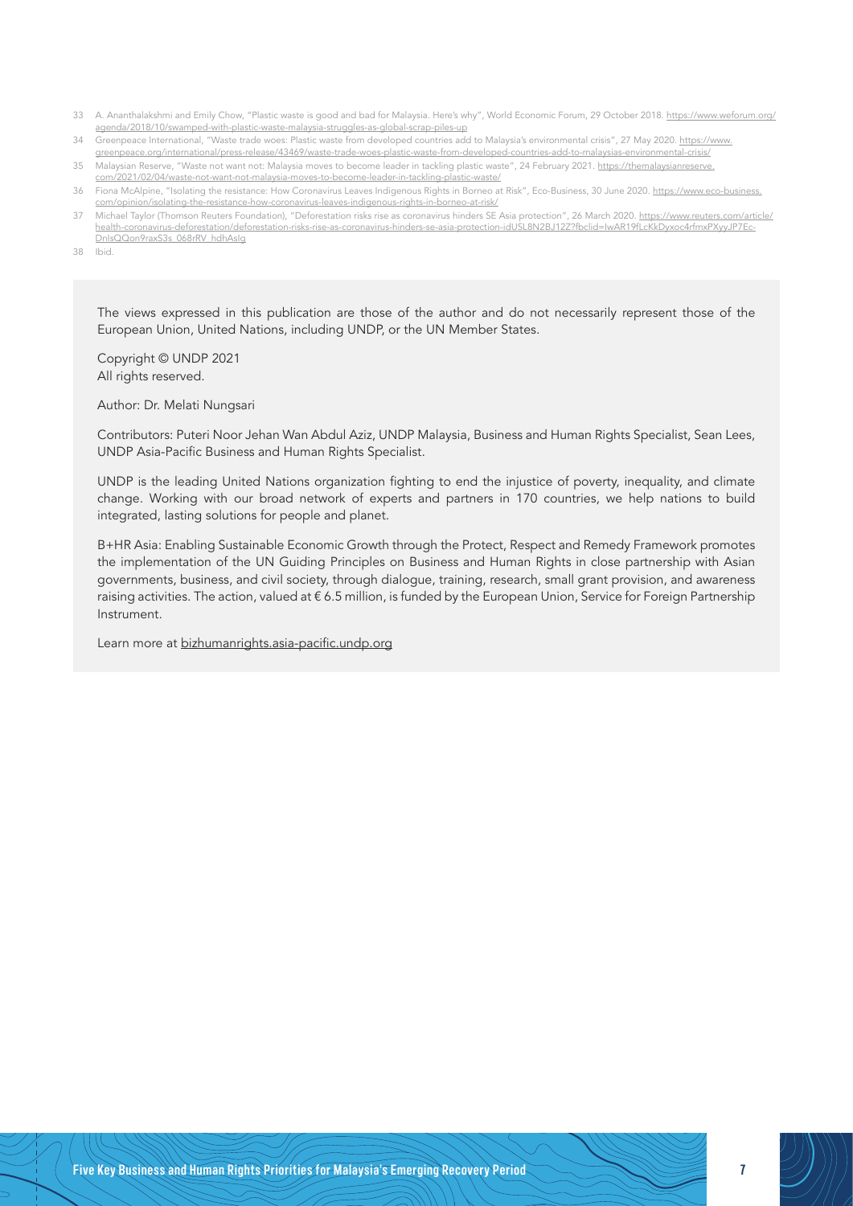33 A. Ananthalakshmi and Emily Chow, "Plastic waste is good and bad for Malaysia. Here's why", World Economic Forum, 29 October 2018. https://www.weforum.org/agenda/2018/10/swamped-with-plastic-waste-malaysia-struggles-as-global-scrap-piles-up

34 Greenpeace International, "Waste trade woes: Plastic waste from developed countries add to Malaysia's environmental crisis", 27 May 2020. https://www.greenpeace.org/international/press-release/43469/waste-trade-woes-plastic-waste-from-developed-countries-add-to-malaysias-environmental-crisis/

35 Malaysian Reserve, "Waste not want not: Malaysia moves to become leader in tackling plastic waste", 24 February 2021. https://themalaysianreserve.com/2021/02/04/waste-not-want-not-malaysia-moves-to-become-leader-in-tackling-plastic-waste/

36 Fiona McAlpine, "Isolating the resistance: How Coronavirus Leaves Indigenous Rights in Borneo at Risk", Eco-Business, 30 June 2020. https://www.eco-business.com/opinion/isolating-the-resistance-how-coronavirus-leaves-indigenous-rights-in-borneo-at-risk/

37 Michael Taylor (Thomson Reuters Foundation), "Deforestation risks rise as coronavirus hinders SE Asia protection", 26 March 2020. https://www.reuters.com/article/health-coronavirus-deforestation/deforestation-risks-rise-as-coronavirus-hinders-se-asia-protection-idUSL8N2BJ12Z?fbclid=IwAR19fLcKkDyxoc4rfmxPXyyJP7Ec-DnIsQQon9raxS3s_068rRV_hdhAsIg

38 Ibid.

The views expressed in this publication are those of the author and do not necessarily represent those of the European Union, United Nations, including UNDP, or the UN Member States.

Copyright © UNDP 2021
All rights reserved.

Author: Dr. Melati Nungsari

Contributors: Puteri Noor Jehan Wan Abdul Aziz, UNDP Malaysia, Business and Human Rights Specialist, Sean Lees, UNDP Asia-Pacific Business and Human Rights Specialist.

UNDP is the leading United Nations organization fighting to end the injustice of poverty, inequality, and climate change. Working with our broad network of experts and partners in 170 countries, we help nations to build integrated, lasting solutions for people and planet.

B+HR Asia: Enabling Sustainable Economic Growth through the Protect, Respect and Remedy Framework promotes the implementation of the UN Guiding Principles on Business and Human Rights in close partnership with Asian governments, business, and civil society, through dialogue, training, research, small grant provision, and awareness raising activities. The action, valued at € 6.5 million, is funded by the European Union, Service for Foreign Partnership Instrument.

Learn more at bizhumanrights.asia-pacific.undp.org